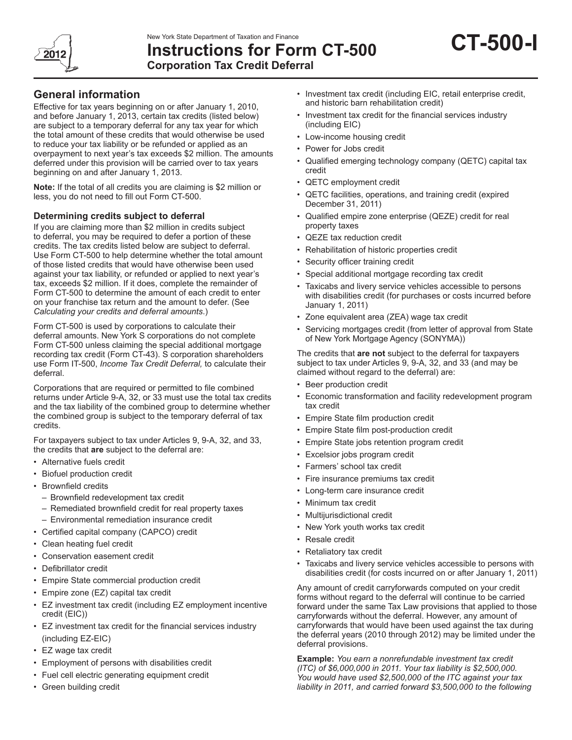New York State Department of Taxation and Finance

# Instructions for Form CT-500

**Corporation Tax Credit Deferral**

**CT-500-I**

2012

## General information

Effective for tax years beginning on or after January 1, 2010, and before January 1, 2013, certain tax credits (listed below) are subject to a temporary deferral for any tax year for which the total amount of these credits that would otherwise be used to reduce your tax liability or be refunded or applied as an overpayment to next year's tax exceeds $2 million. The amounts deferred under this provision will be carried over to tax years beginning on and after January 1, 2013.

**Note:** If the total of all credits you are claiming is $2 million or less, you do not need to fill out Form CT-500.

### Determining credits subject to deferral

If you are claiming more than $2 million in credits subject to deferral, you may be required to defer a portion of these credits. The tax credits listed below are subject to deferral. Use Form CT-500 to help determine whether the total amount of those listed credits that would have otherwise been used against your tax liability, or refunded or applied to next year's tax, exceeds $2 million. If it does, complete the remainder of Form CT-500 to determine the amount of each credit to enter on your franchise tax return and the amount to defer. (See *Calculating your credits and deferral amounts*.)

Form CT-500 is used by corporations to calculate their deferral amounts. New York S corporations do not complete Form CT-500 unless claiming the special additional mortgage recording tax credit (Form CT-43). S corporation shareholders use Form IT-500, *Income Tax Credit Deferral,* to calculate their deferral.

Corporations that are required or permitted to file combined returns under Article 9-A, 32, or 33 must use the total tax credits and the tax liability of the combined group to determine whether the combined group is subject to the temporary deferral of tax credits.

For taxpayers subject to tax under Articles 9, 9-A, 32, and 33, the credits that **are** subject to the deferral are:

- Alternative fuels credit
- Biofuel production credit
- Brownfield credits
  - Brownfield redevelopment tax credit
  - Remediated brownfield credit for real property taxes
  - Environmental remediation insurance credit
- Certified capital company (CAPCO) credit
- Clean heating fuel credit
- Conservation easement credit
- Defibrillator credit
- Empire State commercial production credit
- Empire zone (EZ) capital tax credit
- EZ investment tax credit (including EZ employment incentive credit (EIC))
- EZ investment tax credit for the financial services industry (including EZ-EIC)
- EZ wage tax credit
- Employment of persons with disabilities credit
- Fuel cell electric generating equipment credit
- Green building credit
- Investment tax credit (including EIC, retail enterprise credit, and historic barn rehabilitation credit)
- Investment tax credit for the financial services industry (including EIC)
- Low-income housing credit
- Power for Jobs credit
- Qualified emerging technology company (QETC) capital tax credit
- QETC employment credit
- QETC facilities, operations, and training credit (expired December 31, 2011)
- Qualified empire zone enterprise (QEZE) credit for real property taxes
- QEZE tax reduction credit
- Rehabilitation of historic properties credit
- Security officer training credit
- Special additional mortgage recording tax credit
- Taxicabs and livery service vehicles accessible to persons with disabilities credit (for purchases or costs incurred before January 1, 2011)
- Zone equivalent area (ZEA) wage tax credit
- Servicing mortgages credit (from letter of approval from State of New York Mortgage Agency (SONYMA))

The credits that **are not** subject to the deferral for taxpayers subject to tax under Articles 9, 9-A, 32, and 33 (and may be claimed without regard to the deferral) are:

- Beer production credit
- Economic transformation and facility redevelopment program tax credit
- Empire State film production credit
- Empire State film post-production credit
- Empire State jobs retention program credit
- Excelsior jobs program credit
- Farmers' school tax credit
- Fire insurance premiums tax credit
- Long-term care insurance credit
- Minimum tax credit
- Multijurisdictional credit
- New York youth works tax credit
- Resale credit
- Retaliatory tax credit
- Taxicabs and livery service vehicles accessible to persons with disabilities credit (for costs incurred on or after January 1, 2011)

Any amount of credit carryforwards computed on your credit forms without regard to the deferral will continue to be carried forward under the same Tax Law provisions that applied to those carryforwards without the deferral. However, any amount of carryforwards that would have been used against the tax during the deferral years (2010 through 2012) may be limited under the deferral provisions.

**Example:** *You earn a nonrefundable investment tax credit (ITC) of $6,000,000 in 2011. Your tax liability is $2,500,000. You would have used $2,500,000 of the ITC against your tax liability in 2011, and carried forward $3,500,000 to the following*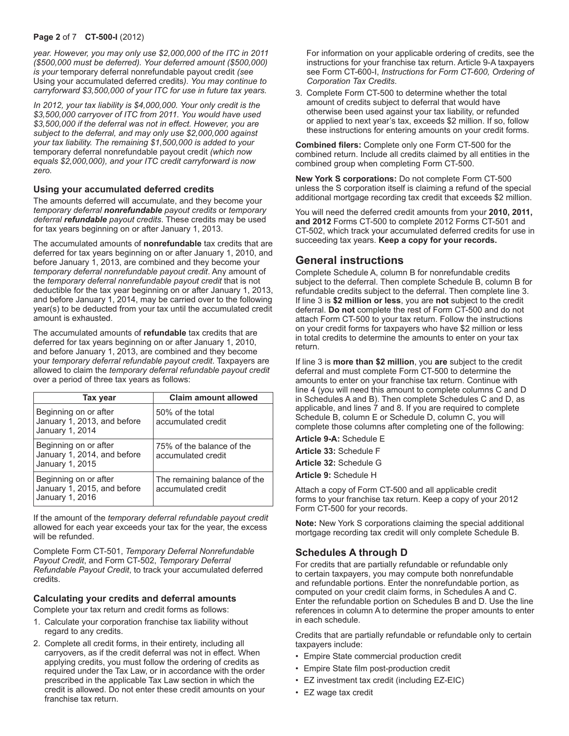*year. However, you may only use $2,000,000 of the ITC in 2011 ($500,000 must be deferred). Your deferred amount ($500,000) is your* temporary deferral nonrefundable payout credit *(see* Using your accumulated deferred credits*). You may continue to carryforward $3,500,000 of your ITC for use in future tax years.*

*In 2012, your tax liability is $4,000,000. Your only credit is the $3,500,000 carryover of ITC from 2011. You would have used $3,500,000 if the deferral was not in effect. However, you are subject to the deferral, and may only use $2,000,000 against your tax liability. The remaining $1,500,000 is added to your* temporary deferral nonrefundable payout credit *(which now equals $2,000,000), and your ITC credit carryforward is now zero.*

### Using your accumulated deferred credits

The amounts deferred will accumulate, and they become your *temporary deferral **nonrefundable** payout credits* or *temporary deferral **refundable** payout credits*. These credits may be used for tax years beginning on or after January 1, 2013.

The accumulated amounts of **nonrefundable** tax credits that are deferred for tax years beginning on or after January 1, 2010, and before January 1, 2013, are combined and they become your *temporary deferral nonrefundable payout credit*. Any amount of the *temporary deferral nonrefundable payout credit* that is not deductible for the tax year beginning on or after January 1, 2013, and before January 1, 2014, may be carried over to the following year(s) to be deducted from your tax until the accumulated credit amount is exhausted.

The accumulated amounts of **refundable** tax credits that are deferred for tax years beginning on or after January 1, 2010, and before January 1, 2013, are combined and they become your *temporary deferral refundable payout credit*. Taxpayers are allowed to claim the *temporary deferral refundable payout credit* over a period of three tax years as follows:

| Tax year | Claim amount allowed |
|---|---|
| Beginning on or after January 1, 2013, and before January 1, 2014 | 50% of the total accumulated credit |
| Beginning on or after January 1, 2014, and before January 1, 2015 | 75% of the balance of the accumulated credit |
| Beginning on or after January 1, 2015, and before January 1, 2016 | The remaining balance of the accumulated credit |

If the amount of the *temporary deferral refundable payout credit* allowed for each year exceeds your tax for the year, the excess will be refunded.

Complete Form CT-501, *Temporary Deferral Nonrefundable Payout Credit*, and Form CT-502, *Temporary Deferral Refundable Payout Credit*, to track your accumulated deferred credits.

### Calculating your credits and deferral amounts

Complete your tax return and credit forms as follows:

1. Calculate your corporation franchise tax liability without regard to any credits.
2. Complete all credit forms, in their entirety, including all carryovers, as if the credit deferral was not in effect. When applying credits, you must follow the ordering of credits as required under the Tax Law, or in accordance with the order prescribed in the applicable Tax Law section in which the credit is allowed. Do not enter these credit amounts on your franchise tax return.

   For information on your applicable ordering of credits, see the instructions for your franchise tax return. Article 9-A taxpayers see Form CT-600-I, *Instructions for Form CT-600, Ordering of Corporation Tax Credits*.
3. Complete Form CT-500 to determine whether the total amount of credits subject to deferral that would have otherwise been used against your tax liability, or refunded or applied to next year's tax, exceeds $2 million. If so, follow these instructions for entering amounts on your credit forms.

**Combined filers:** Complete only one Form CT-500 for the combined return. Include all credits claimed by all entities in the combined group when completing Form CT-500.

**New York S corporations:** Do not complete Form CT-500 unless the S corporation itself is claiming a refund of the special additional mortgage recording tax credit that exceeds $2 million.

You will need the deferred credit amounts from your **2010, 2011, and 2012** Forms CT-500 to complete 2012 Forms CT-501 and CT-502, which track your accumulated deferred credits for use in succeeding tax years. **Keep a copy for your records.**

## General instructions

Complete Schedule A, column B for nonrefundable credits subject to the deferral. Then complete Schedule B, column B for refundable credits subject to the deferral. Then complete line 3. If line 3 is **$2 million or less**, you are **not** subject to the credit deferral. **Do not** complete the rest of Form CT-500 and do not attach Form CT-500 to your tax return. Follow the instructions on your credit forms for taxpayers who have $2 million or less in total credits to determine the amounts to enter on your tax return.

If line 3 is **more than $2 million**, you **are** subject to the credit deferral and must complete Form CT-500 to determine the amounts to enter on your franchise tax return. Continue with line 4 (you will need this amount to complete columns C and D in Schedules A and B). Then complete Schedules C and D, as applicable, and lines 7 and 8. If you are required to complete Schedule B, column E or Schedule D, column C, you will complete those columns after completing one of the following:

**Article 9-A:** Schedule E

**Article 33:** Schedule F

**Article 32:** Schedule G

**Article 9:** Schedule H

Attach a copy of Form CT-500 and all applicable credit forms to your franchise tax return. Keep a copy of your 2012 Form CT-500 for your records.

**Note:** New York S corporations claiming the special additional mortgage recording tax credit will only complete Schedule B.

## Schedules A through D

For credits that are partially refundable or refundable only to certain taxpayers, you may compute both nonrefundable and refundable portions. Enter the nonrefundable portion, as computed on your credit claim forms, in Schedules A and C. Enter the refundable portion on Schedules B and D. Use the line references in column A to determine the proper amounts to enter in each schedule.

Credits that are partially refundable or refundable only to certain taxpayers include:

- Empire State commercial production credit
- Empire State film post-production credit
- EZ investment tax credit (including EZ-EIC)
- EZ wage tax credit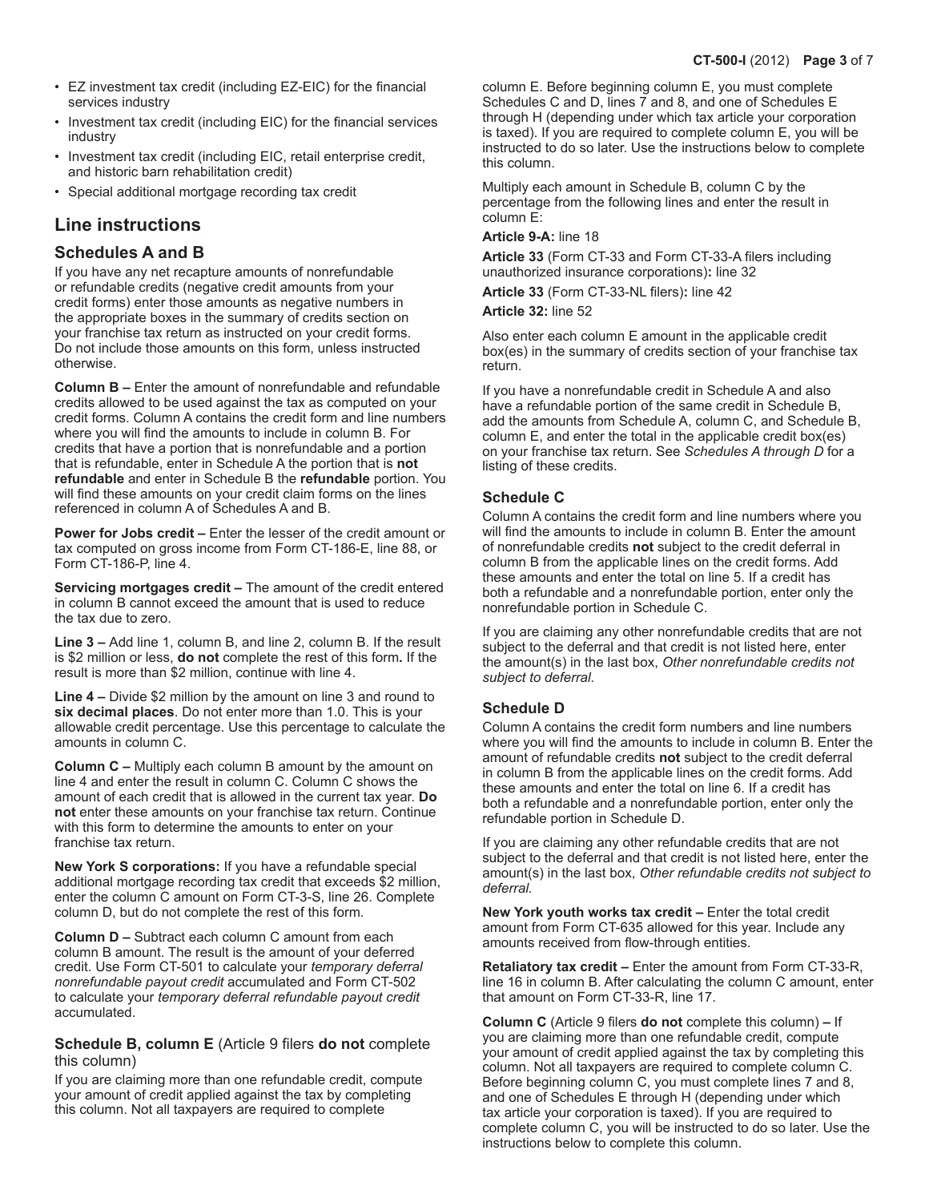- EZ investment tax credit (including EZ-EIC) for the financial services industry
- Investment tax credit (including EIC) for the financial services industry
- Investment tax credit (including EIC, retail enterprise credit, and historic barn rehabilitation credit)
- Special additional mortgage recording tax credit

## Line instructions

### Schedules A and B

If you have any net recapture amounts of nonrefundable or refundable credits (negative credit amounts from your credit forms) enter those amounts as negative numbers in the appropriate boxes in the summary of credits section on your franchise tax return as instructed on your credit forms. Do not include those amounts on this form, unless instructed otherwise.

**Column B –** Enter the amount of nonrefundable and refundable credits allowed to be used against the tax as computed on your credit forms. Column A contains the credit form and line numbers where you will find the amounts to include in column B. For credits that have a portion that is nonrefundable and a portion that is refundable, enter in Schedule A the portion that is **not refundable** and enter in Schedule B the **refundable** portion. You will find these amounts on your credit claim forms on the lines referenced in column A of Schedules A and B.

**Power for Jobs credit –** Enter the lesser of the credit amount or tax computed on gross income from Form CT-186-E, line 88, or Form CT-186-P, line 4.

**Servicing mortgages credit –** The amount of the credit entered in column B cannot exceed the amount that is used to reduce the tax due to zero.

**Line 3 –** Add line 1, column B, and line 2, column B. If the result is $2 million or less, **do not** complete the rest of this form**.** If the result is more than $2 million, continue with line 4.

**Line 4 –** Divide $2 million by the amount on line 3 and round to **six decimal places**. Do not enter more than 1.0. This is your allowable credit percentage. Use this percentage to calculate the amounts in column C.

**Column C –** Multiply each column B amount by the amount on line 4 and enter the result in column C. Column C shows the amount of each credit that is allowed in the current tax year. **Do not** enter these amounts on your franchise tax return. Continue with this form to determine the amounts to enter on your franchise tax return.

**New York S corporations:** If you have a refundable special additional mortgage recording tax credit that exceeds $2 million, enter the column C amount on Form CT-3-S, line 26. Complete column D, but do not complete the rest of this form.

**Column D –** Subtract each column C amount from each column B amount. The result is the amount of your deferred credit. Use Form CT-501 to calculate your *temporary deferral nonrefundable payout credit* accumulated and Form CT-502 to calculate your *temporary deferral refundable payout credit* accumulated.

### Schedule B, column E (Article 9 filers **do not** complete this column)

If you are claiming more than one refundable credit, compute your amount of credit applied against the tax by completing this column. Not all taxpayers are required to complete column E. Before beginning column E, you must complete Schedules C and D, lines 7 and 8, and one of Schedules E through H (depending under which tax article your corporation is taxed). If you are required to complete column E, you will be instructed to do so later. Use the instructions below to complete this column.

Multiply each amount in Schedule B, column C by the percentage from the following lines and enter the result in column E:

**Article 9-A:** line 18

**Article 33** (Form CT-33 and Form CT-33-A filers including unauthorized insurance corporations)**:** line 32

**Article 33** (Form CT-33-NL filers)**:** line 42

**Article 32:** line 52

Also enter each column E amount in the applicable credit box(es) in the summary of credits section of your franchise tax return.

If you have a nonrefundable credit in Schedule A and also have a refundable portion of the same credit in Schedule B, add the amounts from Schedule A, column C, and Schedule B, column E, and enter the total in the applicable credit box(es) on your franchise tax return. See *Schedules A through D* for a listing of these credits.

### Schedule C

Column A contains the credit form and line numbers where you will find the amounts to include in column B. Enter the amount of nonrefundable credits **not** subject to the credit deferral in column B from the applicable lines on the credit forms. Add these amounts and enter the total on line 5. If a credit has both a refundable and a nonrefundable portion, enter only the nonrefundable portion in Schedule C.

If you are claiming any other nonrefundable credits that are not subject to the deferral and that credit is not listed here, enter the amount(s) in the last box, *Other nonrefundable credits not subject to deferral.*

### Schedule D

Column A contains the credit form numbers and line numbers where you will find the amounts to include in column B. Enter the amount of refundable credits **not** subject to the credit deferral in column B from the applicable lines on the credit forms. Add these amounts and enter the total on line 6. If a credit has both a refundable and a nonrefundable portion, enter only the refundable portion in Schedule D.

If you are claiming any other refundable credits that are not subject to the deferral and that credit is not listed here, enter the amount(s) in the last box, *Other refundable credits not subject to deferral.*

**New York youth works tax credit –** Enter the total credit amount from Form CT-635 allowed for this year. Include any amounts received from flow-through entities.

**Retaliatory tax credit –** Enter the amount from Form CT-33-R, line 16 in column B. After calculating the column C amount, enter that amount on Form CT-33-R, line 17.

**Column C** (Article 9 filers **do not** complete this column) **–** If you are claiming more than one refundable credit, compute your amount of credit applied against the tax by completing this column. Not all taxpayers are required to complete column C. Before beginning column C, you must complete lines 7 and 8, and one of Schedules E through H (depending under which tax article your corporation is taxed). If you are required to complete column C, you will be instructed to do so later. Use the instructions below to complete this column.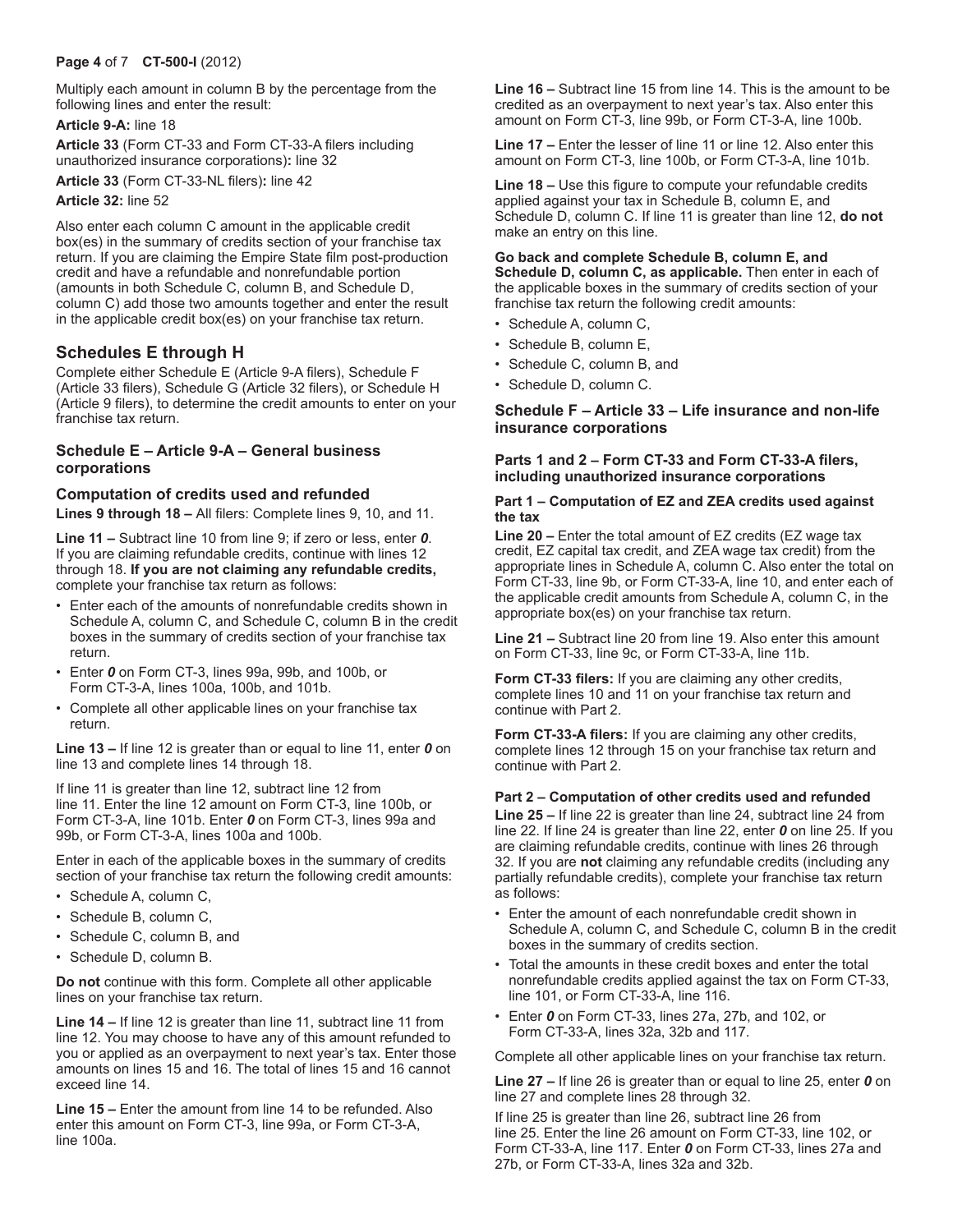Multiply each amount in column B by the percentage from the following lines and enter the result:

**Article 9-A:** line 18

**Article 33** (Form CT-33 and Form CT-33-A filers including unauthorized insurance corporations)**:** line 32

**Article 33** (Form CT-33-NL filers)**:** line 42

**Article 32:** line 52

Also enter each column C amount in the applicable credit box(es) in the summary of credits section of your franchise tax return. If you are claiming the Empire State film post-production credit and have a refundable and nonrefundable portion (amounts in both Schedule C, column B, and Schedule D, column C) add those two amounts together and enter the result in the applicable credit box(es) on your franchise tax return.

## Schedules E through H

Complete either Schedule E (Article 9-A filers), Schedule F (Article 33 filers), Schedule G (Article 32 filers), or Schedule H (Article 9 filers), to determine the credit amounts to enter on your franchise tax return.

### Schedule E – Article 9-A – General business corporations

#### Computation of credits used and refunded

**Lines 9 through 18 –** All filers: Complete lines 9, 10, and 11.

**Line 11 –** Subtract line 10 from line 9; if zero or less, enter ***0***. If you are claiming refundable credits, continue with lines 12 through 18. **If you are not claiming any refundable credits,** complete your franchise tax return as follows:

- Enter each of the amounts of nonrefundable credits shown in Schedule A, column C, and Schedule C, column B in the credit boxes in the summary of credits section of your franchise tax return.
- Enter ***0*** on Form CT-3, lines 99a, 99b, and 100b, or Form CT-3-A, lines 100a, 100b, and 101b.
- Complete all other applicable lines on your franchise tax return.

**Line 13 –** If line 12 is greater than or equal to line 11, enter ***0*** on line 13 and complete lines 14 through 18.

If line 11 is greater than line 12, subtract line 12 from line 11. Enter the line 12 amount on Form CT-3, line 100b, or Form CT-3-A, line 101b. Enter ***0*** on Form CT-3, lines 99a and 99b, or Form CT-3-A, lines 100a and 100b.

Enter in each of the applicable boxes in the summary of credits section of your franchise tax return the following credit amounts:

- Schedule A, column C,
- Schedule B, column C,
- Schedule C, column B, and
- Schedule D, column B.

**Do not** continue with this form. Complete all other applicable lines on your franchise tax return.

**Line 14 –** If line 12 is greater than line 11, subtract line 11 from line 12. You may choose to have any of this amount refunded to you or applied as an overpayment to next year's tax. Enter those amounts on lines 15 and 16. The total of lines 15 and 16 cannot exceed line 14.

**Line 15 –** Enter the amount from line 14 to be refunded. Also enter this amount on Form CT-3, line 99a, or Form CT-3-A, line 100a.

**Line 16 –** Subtract line 15 from line 14. This is the amount to be credited as an overpayment to next year's tax. Also enter this amount on Form CT-3, line 99b, or Form CT-3-A, line 100b.

**Line 17 –** Enter the lesser of line 11 or line 12. Also enter this amount on Form CT-3, line 100b, or Form CT-3-A, line 101b.

**Line 18 –** Use this figure to compute your refundable credits applied against your tax in Schedule B, column E, and Schedule D, column C. If line 11 is greater than line 12, **do not** make an entry on this line.

**Go back and complete Schedule B, column E, and Schedule D, column C, as applicable.** Then enter in each of the applicable boxes in the summary of credits section of your franchise tax return the following credit amounts:

- Schedule A, column C,
- Schedule B, column E,
- Schedule C, column B, and
- Schedule D, column C.

### Schedule F – Article 33 – Life insurance and non-life insurance corporations

#### Parts 1 and 2 – Form CT-33 and Form CT-33-A filers, including unauthorized insurance corporations

**Part 1 – Computation of EZ and ZEA credits used against the tax**

**Line 20 –** Enter the total amount of EZ credits (EZ wage tax credit, EZ capital tax credit, and ZEA wage tax credit) from the appropriate lines in Schedule A, column C. Also enter the total on Form CT-33, line 9b, or Form CT-33-A, line 10, and enter each of the applicable credit amounts from Schedule A, column C, in the appropriate box(es) on your franchise tax return.

**Line 21 –** Subtract line 20 from line 19. Also enter this amount on Form CT-33, line 9c, or Form CT-33-A, line 11b.

**Form CT-33 filers:** If you are claiming any other credits, complete lines 10 and 11 on your franchise tax return and continue with Part 2.

**Form CT-33-A filers:** If you are claiming any other credits, complete lines 12 through 15 on your franchise tax return and continue with Part 2.

**Part 2 – Computation of other credits used and refunded**

**Line 25 –** If line 22 is greater than line 24, subtract line 24 from line 22. If line 24 is greater than line 22, enter ***0*** on line 25. If you are claiming refundable credits, continue with lines 26 through 32. If you are **not** claiming any refundable credits (including any partially refundable credits), complete your franchise tax return as follows:

- Enter the amount of each nonrefundable credit shown in Schedule A, column C, and Schedule C, column B in the credit boxes in the summary of credits section.
- Total the amounts in these credit boxes and enter the total nonrefundable credits applied against the tax on Form CT-33, line 101, or Form CT-33-A, line 116.
- Enter ***0*** on Form CT-33, lines 27a, 27b, and 102, or Form CT-33-A, lines 32a, 32b and 117.

Complete all other applicable lines on your franchise tax return.

**Line 27 –** If line 26 is greater than or equal to line 25, enter ***0*** on line 27 and complete lines 28 through 32.

If line 25 is greater than line 26, subtract line 26 from line 25. Enter the line 26 amount on Form CT-33, line 102, or Form CT-33-A, line 117. Enter ***0*** on Form CT-33, lines 27a and 27b, or Form CT-33-A, lines 32a and 32b.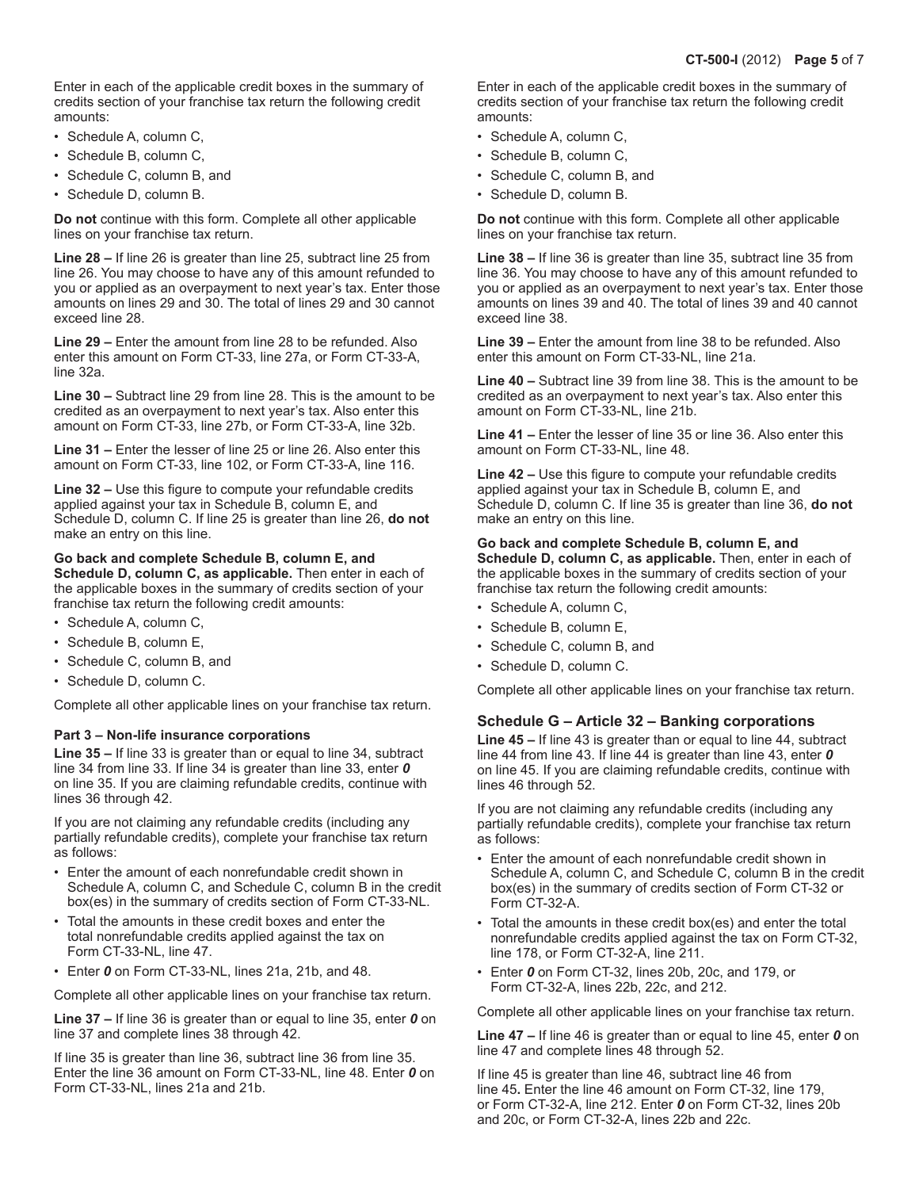Enter in each of the applicable credit boxes in the summary of credits section of your franchise tax return the following credit amounts:

- Schedule A, column C,
- Schedule B, column C,
- Schedule C, column B, and
- Schedule D, column B.

**Do not** continue with this form. Complete all other applicable lines on your franchise tax return.

**Line 28 –** If line 26 is greater than line 25, subtract line 25 from line 26. You may choose to have any of this amount refunded to you or applied as an overpayment to next year's tax. Enter those amounts on lines 29 and 30. The total of lines 29 and 30 cannot exceed line 28.

**Line 29 –** Enter the amount from line 28 to be refunded. Also enter this amount on Form CT-33, line 27a, or Form CT-33-A, line 32a.

**Line 30 –** Subtract line 29 from line 28. This is the amount to be credited as an overpayment to next year's tax. Also enter this amount on Form CT-33, line 27b, or Form CT-33-A, line 32b.

**Line 31 –** Enter the lesser of line 25 or line 26. Also enter this amount on Form CT-33, line 102, or Form CT-33-A, line 116.

**Line 32 –** Use this figure to compute your refundable credits applied against your tax in Schedule B, column E, and Schedule D, column C. If line 25 is greater than line 26, **do not** make an entry on this line.

**Go back and complete Schedule B, column E, and Schedule D, column C, as applicable.** Then enter in each of the applicable boxes in the summary of credits section of your franchise tax return the following credit amounts:

- Schedule A, column C,
- Schedule B, column E,
- Schedule C, column B, and
- Schedule D, column C.

Complete all other applicable lines on your franchise tax return.

**Part 3 – Non-life insurance corporations**

**Line 35 –** If line 33 is greater than or equal to line 34, subtract line 34 from line 33. If line 34 is greater than line 33, enter ***0*** on line 35. If you are claiming refundable credits, continue with lines 36 through 42.

If you are not claiming any refundable credits (including any partially refundable credits), complete your franchise tax return as follows:

- Enter the amount of each nonrefundable credit shown in Schedule A, column C, and Schedule C, column B in the credit box(es) in the summary of credits section of Form CT-33-NL.
- Total the amounts in these credit boxes and enter the total nonrefundable credits applied against the tax on Form CT-33-NL, line 47.
- Enter ***0*** on Form CT-33-NL, lines 21a, 21b, and 48.

Complete all other applicable lines on your franchise tax return.

**Line 37 –** If line 36 is greater than or equal to line 35, enter ***0*** on line 37 and complete lines 38 through 42.

If line 35 is greater than line 36, subtract line 36 from line 35. Enter the line 36 amount on Form CT-33-NL, line 48. Enter ***0*** on Form CT-33-NL, lines 21a and 21b.

Enter in each of the applicable credit boxes in the summary of credits section of your franchise tax return the following credit amounts:

- Schedule A, column C,
- Schedule B, column C,
- Schedule C, column B, and
- Schedule D, column B.

**Do not** continue with this form. Complete all other applicable lines on your franchise tax return.

**Line 38 –** If line 36 is greater than line 35, subtract line 35 from line 36. You may choose to have any of this amount refunded to you or applied as an overpayment to next year's tax. Enter those amounts on lines 39 and 40. The total of lines 39 and 40 cannot exceed line 38.

**Line 39 –** Enter the amount from line 38 to be refunded. Also enter this amount on Form CT-33-NL, line 21a.

**Line 40 –** Subtract line 39 from line 38. This is the amount to be credited as an overpayment to next year's tax. Also enter this amount on Form CT-33-NL, line 21b.

**Line 41 –** Enter the lesser of line 35 or line 36. Also enter this amount on Form CT-33-NL, line 48.

**Line 42 –** Use this figure to compute your refundable credits applied against your tax in Schedule B, column E, and Schedule D, column C. If line 35 is greater than line 36, **do not** make an entry on this line.

**Go back and complete Schedule B, column E, and Schedule D, column C, as applicable.** Then, enter in each of the applicable boxes in the summary of credits section of your franchise tax return the following credit amounts:

- Schedule A, column C,
- Schedule B, column E,
- Schedule C, column B, and
- Schedule D, column C.

Complete all other applicable lines on your franchise tax return.

## Schedule G – Article 32 – Banking corporations

**Line 45 –** If line 43 is greater than or equal to line 44, subtract line 44 from line 43. If line 44 is greater than line 43, enter ***0*** on line 45. If you are claiming refundable credits, continue with lines 46 through 52.

If you are not claiming any refundable credits (including any partially refundable credits), complete your franchise tax return as follows:

- Enter the amount of each nonrefundable credit shown in Schedule A, column C, and Schedule C, column B in the credit box(es) in the summary of credits section of Form CT-32 or Form CT-32-A.
- Total the amounts in these credit box(es) and enter the total nonrefundable credits applied against the tax on Form CT-32, line 178, or Form CT-32-A, line 211.
- Enter ***0*** on Form CT-32, lines 20b, 20c, and 179, or Form CT-32-A, lines 22b, 22c, and 212.

Complete all other applicable lines on your franchise tax return.

**Line 47 –** If line 46 is greater than or equal to line 45, enter ***0*** on line 47 and complete lines 48 through 52.

If line 45 is greater than line 46, subtract line 46 from line 45**.** Enter the line 46 amount on Form CT-32, line 179, or Form CT-32-A, line 212. Enter ***0*** on Form CT-32, lines 20b and 20c, or Form CT-32-A, lines 22b and 22c.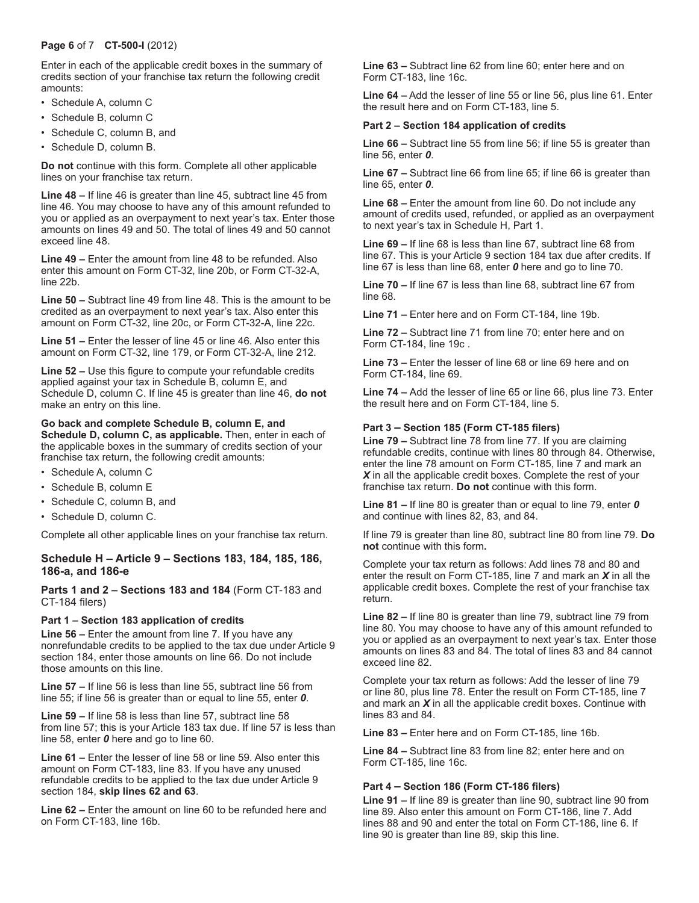Enter in each of the applicable credit boxes in the summary of credits section of your franchise tax return the following credit amounts:

- Schedule A, column C
- Schedule B, column C
- Schedule C, column B, and
- Schedule D, column B.

**Do not** continue with this form. Complete all other applicable lines on your franchise tax return.

**Line 48 –** If line 46 is greater than line 45, subtract line 45 from line 46. You may choose to have any of this amount refunded to you or applied as an overpayment to next year's tax. Enter those amounts on lines 49 and 50. The total of lines 49 and 50 cannot exceed line 48.

**Line 49 –** Enter the amount from line 48 to be refunded. Also enter this amount on Form CT-32, line 20b, or Form CT-32-A, line 22b.

**Line 50 –** Subtract line 49 from line 48. This is the amount to be credited as an overpayment to next year's tax. Also enter this amount on Form CT-32, line 20c, or Form CT-32-A, line 22c.

**Line 51 –** Enter the lesser of line 45 or line 46. Also enter this amount on Form CT-32, line 179, or Form CT-32-A, line 212.

**Line 52 –** Use this figure to compute your refundable credits applied against your tax in Schedule B, column E, and Schedule D, column C. If line 45 is greater than line 46, **do not** make an entry on this line.

**Go back and complete Schedule B, column E, and Schedule D, column C, as applicable.** Then, enter in each of the applicable boxes in the summary of credits section of your franchise tax return, the following credit amounts:

- Schedule A, column C
- Schedule B, column E
- Schedule C, column B, and
- Schedule D, column C.

Complete all other applicable lines on your franchise tax return.

## Schedule H – Article 9 – Sections 183, 184, 185, 186, 186-a, and 186-e

**Parts 1 and 2 – Sections 183 and 184** (Form CT-183 and CT-184 filers)

### Part 1 – Section 183 application of credits

**Line 56 –** Enter the amount from line 7. If you have any nonrefundable credits to be applied to the tax due under Article 9 section 184, enter those amounts on line 66. Do not include those amounts on this line.

**Line 57 –** If line 56 is less than line 55, subtract line 56 from line 55; if line 56 is greater than or equal to line 55, enter ***0***.

**Line 59 –** If line 58 is less than line 57, subtract line 58 from line 57; this is your Article 183 tax due. If line 57 is less than line 58, enter ***0*** here and go to line 60.

**Line 61 –** Enter the lesser of line 58 or line 59. Also enter this amount on Form CT-183, line 83. If you have any unused refundable credits to be applied to the tax due under Article 9 section 184, **skip lines 62 and 63**.

**Line 62 –** Enter the amount on line 60 to be refunded here and on Form CT-183, line 16b.

**Line 63 –** Subtract line 62 from line 60; enter here and on Form CT-183, line 16c.

**Line 64 –** Add the lesser of line 55 or line 56, plus line 61. Enter the result here and on Form CT-183, line 5.

### Part 2 – Section 184 application of credits

**Line 66 –** Subtract line 55 from line 56; if line 55 is greater than line 56, enter ***0***.

**Line 67 –** Subtract line 66 from line 65; if line 66 is greater than line 65, enter ***0***.

**Line 68 –** Enter the amount from line 60. Do not include any amount of credits used, refunded, or applied as an overpayment to next year's tax in Schedule H, Part 1.

**Line 69 –** If line 68 is less than line 67, subtract line 68 from line 67. This is your Article 9 section 184 tax due after credits. If line 67 is less than line 68, enter ***0*** here and go to line 70.

**Line 70 –** If line 67 is less than line 68, subtract line 67 from line 68.

**Line 71 –** Enter here and on Form CT-184, line 19b.

**Line 72 –** Subtract line 71 from line 70; enter here and on Form CT-184, line 19c .

**Line 73 –** Enter the lesser of line 68 or line 69 here and on Form CT-184, line 69.

**Line 74 –** Add the lesser of line 65 or line 66, plus line 73. Enter the result here and on Form CT-184, line 5.

### Part 3 – Section 185 (Form CT-185 filers)

**Line 79 –** Subtract line 78 from line 77. If you are claiming refundable credits, continue with lines 80 through 84. Otherwise, enter the line 78 amount on Form CT-185, line 7 and mark an ***X*** in all the applicable credit boxes. Complete the rest of your franchise tax return. **Do not** continue with this form.

**Line 81 –** If line 80 is greater than or equal to line 79, enter ***0*** and continue with lines 82, 83, and 84.

If line 79 is greater than line 80, subtract line 80 from line 79. **Do not** continue with this form**.**

Complete your tax return as follows: Add lines 78 and 80 and enter the result on Form CT-185, line 7 and mark an ***X*** in all the applicable credit boxes. Complete the rest of your franchise tax return.

**Line 82 –** If line 80 is greater than line 79, subtract line 79 from line 80. You may choose to have any of this amount refunded to you or applied as an overpayment to next year's tax. Enter those amounts on lines 83 and 84. The total of lines 83 and 84 cannot exceed line 82.

Complete your tax return as follows: Add the lesser of line 79 or line 80, plus line 78. Enter the result on Form CT-185, line 7 and mark an ***X*** in all the applicable credit boxes. Continue with lines 83 and 84.

**Line 83 –** Enter here and on Form CT-185, line 16b.

**Line 84 –** Subtract line 83 from line 82; enter here and on Form CT-185, line 16c.

### Part 4 – Section 186 (Form CT-186 filers)

**Line 91 –** If line 89 is greater than line 90, subtract line 90 from line 89. Also enter this amount on Form CT-186, line 7. Add lines 88 and 90 and enter the total on Form CT-186, line 6. If line 90 is greater than line 89, skip this line.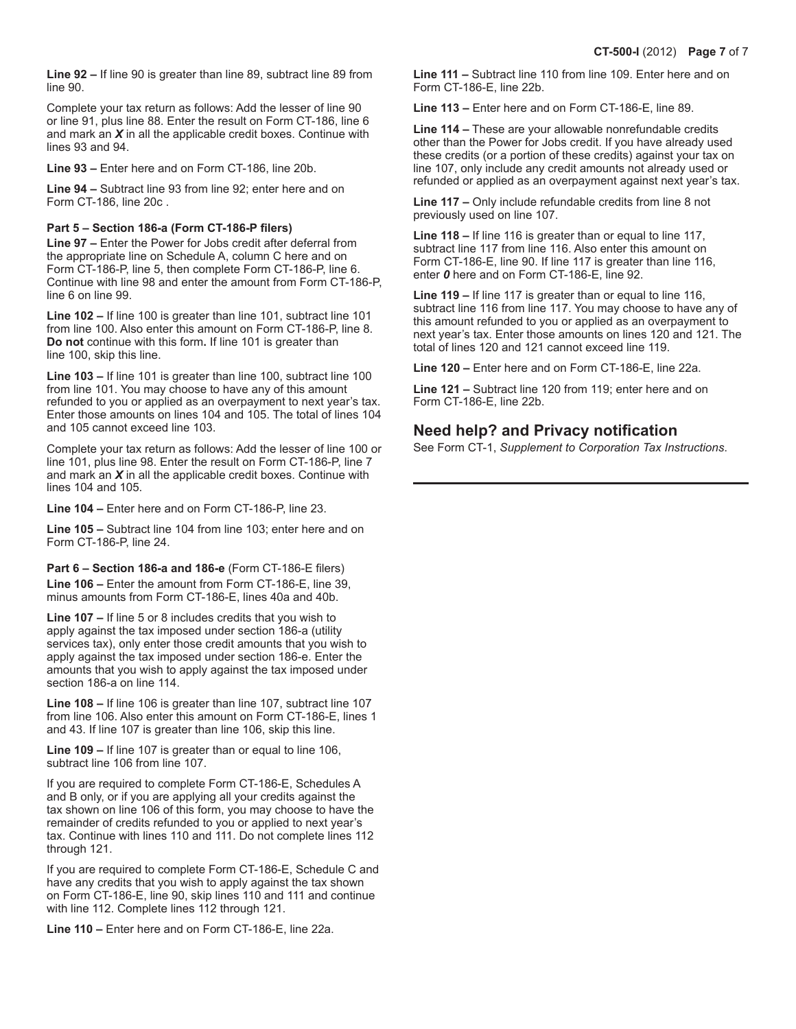**Line 92 –** If line 90 is greater than line 89, subtract line 89 from line 90.

Complete your tax return as follows: Add the lesser of line 90 or line 91, plus line 88. Enter the result on Form CT-186, line 6 and mark an ***X*** in all the applicable credit boxes. Continue with lines 93 and 94.

**Line 93 –** Enter here and on Form CT-186, line 20b.

**Line 94 –** Subtract line 93 from line 92; enter here and on Form CT-186, line 20c .

**Part 5 – Section 186-a (Form CT-186-P filers)**

**Line 97 –** Enter the Power for Jobs credit after deferral from the appropriate line on Schedule A, column C here and on Form CT-186-P, line 5, then complete Form CT-186-P, line 6. Continue with line 98 and enter the amount from Form CT-186-P, line 6 on line 99.

**Line 102 –** If line 100 is greater than line 101, subtract line 101 from line 100. Also enter this amount on Form CT-186-P, line 8. **Do not** continue with this form**.** If line 101 is greater than line 100, skip this line.

**Line 103 –** If line 101 is greater than line 100, subtract line 100 from line 101. You may choose to have any of this amount refunded to you or applied as an overpayment to next year's tax. Enter those amounts on lines 104 and 105. The total of lines 104 and 105 cannot exceed line 103.

Complete your tax return as follows: Add the lesser of line 100 or line 101, plus line 98. Enter the result on Form CT-186-P, line 7 and mark an ***X*** in all the applicable credit boxes. Continue with lines 104 and 105.

**Line 104 –** Enter here and on Form CT-186-P, line 23.

**Line 105 –** Subtract line 104 from line 103; enter here and on Form CT-186-P, line 24.

**Part 6 – Section 186-a and 186-e** (Form CT-186-E filers)

**Line 106 –** Enter the amount from Form CT-186-E, line 39, minus amounts from Form CT-186-E, lines 40a and 40b.

**Line 107 –** If line 5 or 8 includes credits that you wish to apply against the tax imposed under section 186-a (utility services tax), only enter those credit amounts that you wish to apply against the tax imposed under section 186-e. Enter the amounts that you wish to apply against the tax imposed under section 186-a on line 114.

**Line 108 –** If line 106 is greater than line 107, subtract line 107 from line 106. Also enter this amount on Form CT-186-E, lines 1 and 43. If line 107 is greater than line 106, skip this line.

**Line 109 –** If line 107 is greater than or equal to line 106, subtract line 106 from line 107.

If you are required to complete Form CT-186-E, Schedules A and B only, or if you are applying all your credits against the tax shown on line 106 of this form, you may choose to have the remainder of credits refunded to you or applied to next year's tax. Continue with lines 110 and 111. Do not complete lines 112 through 121.

If you are required to complete Form CT-186-E, Schedule C and have any credits that you wish to apply against the tax shown on Form CT-186-E, line 90, skip lines 110 and 111 and continue with line 112. Complete lines 112 through 121.

**Line 110 –** Enter here and on Form CT-186-E, line 22a.

**Line 111 –** Subtract line 110 from line 109. Enter here and on Form CT-186-E, line 22b.

**Line 113 –** Enter here and on Form CT-186-E, line 89.

**Line 114 –** These are your allowable nonrefundable credits other than the Power for Jobs credit. If you have already used these credits (or a portion of these credits) against your tax on line 107, only include any credit amounts not already used or refunded or applied as an overpayment against next year's tax.

**Line 117 –** Only include refundable credits from line 8 not previously used on line 107.

**Line 118 –** If line 116 is greater than or equal to line 117, subtract line 117 from line 116. Also enter this amount on Form CT-186-E, line 90. If line 117 is greater than line 116, enter ***0*** here and on Form CT-186-E, line 92.

**Line 119 –** If line 117 is greater than or equal to line 116, subtract line 116 from line 117. You may choose to have any of this amount refunded to you or applied as an overpayment to next year's tax. Enter those amounts on lines 120 and 121. The total of lines 120 and 121 cannot exceed line 119.

**Line 120 –** Enter here and on Form CT-186-E, line 22a.

**Line 121 –** Subtract line 120 from 119; enter here and on Form CT-186-E, line 22b.

## Need help? and Privacy notification

See Form CT-1, *Supplement to Corporation Tax Instructions*.